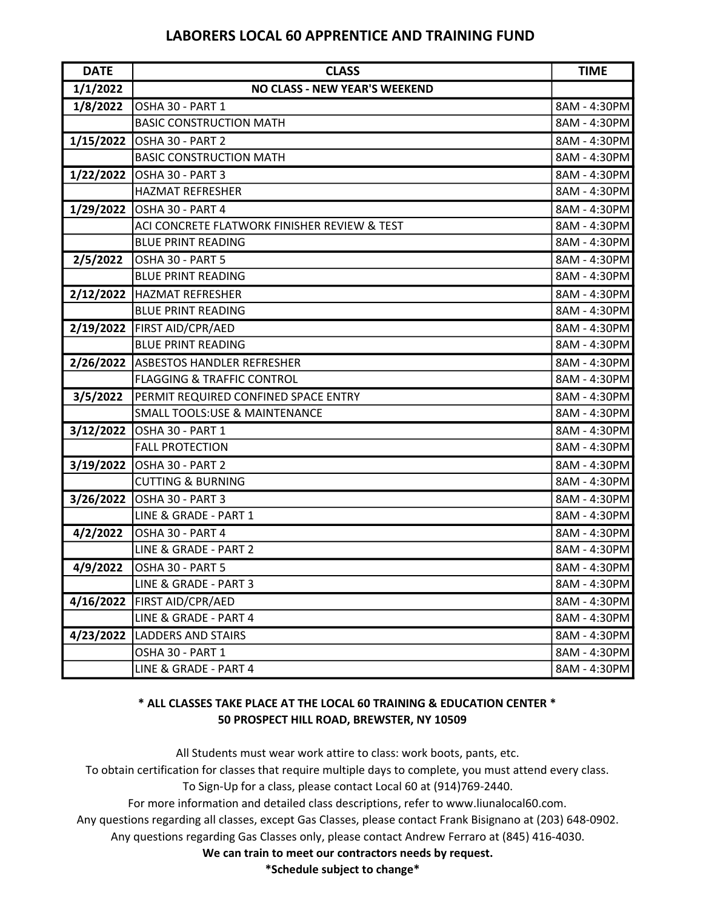# LABORERS LOCAL 60 APPRENTICE AND TRAINING FUND

| DATE | CLASS | TIME |
|---|---|---|
| 1/1/2022 | NO CLASS - NEW YEAR'S WEEKEND | |
| 1/8/2022 | OSHA 30 - PART 1 | 8AM - 4:30PM |
| | BASIC CONSTRUCTION MATH | 8AM - 4:30PM |
| 1/15/2022 | OSHA 30 - PART 2 | 8AM - 4:30PM |
| | BASIC CONSTRUCTION MATH | 8AM - 4:30PM |
| 1/22/2022 | OSHA 30 - PART 3 | 8AM - 4:30PM |
| | HAZMAT REFRESHER | 8AM - 4:30PM |
| 1/29/2022 | OSHA 30 - PART 4 | 8AM - 4:30PM |
| | ACI CONCRETE FLATWORK FINISHER REVIEW & TEST | 8AM - 4:30PM |
| | BLUE PRINT READING | 8AM - 4:30PM |
| 2/5/2022 | OSHA 30 - PART 5 | 8AM - 4:30PM |
| | BLUE PRINT READING | 8AM - 4:30PM |
| 2/12/2022 | HAZMAT REFRESHER | 8AM - 4:30PM |
| | BLUE PRINT READING | 8AM - 4:30PM |
| 2/19/2022 | FIRST AID/CPR/AED | 8AM - 4:30PM |
| | BLUE PRINT READING | 8AM - 4:30PM |
| 2/26/2022 | ASBESTOS HANDLER REFRESHER | 8AM - 4:30PM |
| | FLAGGING & TRAFFIC CONTROL | 8AM - 4:30PM |
| 3/5/2022 | PERMIT REQUIRED CONFINED SPACE ENTRY | 8AM - 4:30PM |
| | SMALL TOOLS:USE & MAINTENANCE | 8AM - 4:30PM |
| 3/12/2022 | OSHA 30 - PART 1 | 8AM - 4:30PM |
| | FALL PROTECTION | 8AM - 4:30PM |
| 3/19/2022 | OSHA 30 - PART 2 | 8AM - 4:30PM |
| | CUTTING & BURNING | 8AM - 4:30PM |
| 3/26/2022 | OSHA 30 - PART 3 | 8AM - 4:30PM |
| | LINE & GRADE - PART 1 | 8AM - 4:30PM |
| 4/2/2022 | OSHA 30 - PART 4 | 8AM - 4:30PM |
| | LINE & GRADE - PART 2 | 8AM - 4:30PM |
| 4/9/2022 | OSHA 30 - PART 5 | 8AM - 4:30PM |
| | LINE & GRADE - PART 3 | 8AM - 4:30PM |
| 4/16/2022 | FIRST AID/CPR/AED | 8AM - 4:30PM |
| | LINE & GRADE - PART 4 | 8AM - 4:30PM |
| 4/23/2022 | LADDERS AND STAIRS | 8AM - 4:30PM |
| | OSHA 30 - PART 1 | 8AM - 4:30PM |
| | LINE & GRADE - PART 4 | 8AM - 4:30PM |

**\* ALL CLASSES TAKE PLACE AT THE LOCAL 60 TRAINING & EDUCATION CENTER \***
**50 PROSPECT HILL ROAD, BREWSTER, NY 10509**

All Students must wear work attire to class: work boots, pants, etc.

To obtain certification for classes that require multiple days to complete, you must attend every class.

To Sign-Up for a class, please contact Local 60 at (914)769-2440.

For more information and detailed class descriptions, refer to www.liunalocal60.com.

Any questions regarding all classes, except Gas Classes, please contact Frank Bisignano at (203) 648-0902.

Any questions regarding Gas Classes only, please contact Andrew Ferraro at (845) 416-4030.

**We can train to meet our contractors needs by request.**

**\*Schedule subject to change\***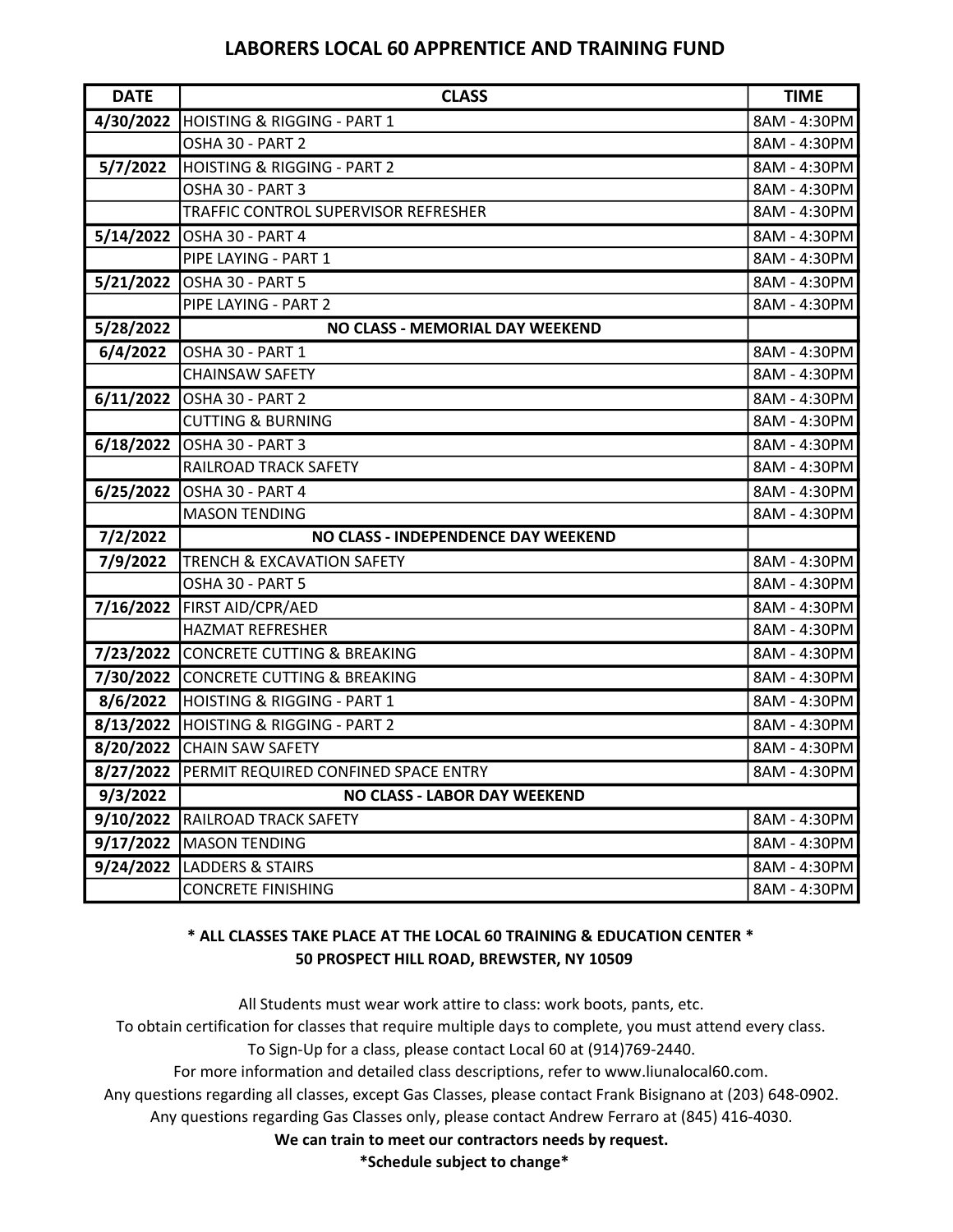# LABORERS LOCAL 60 APPRENTICE AND TRAINING FUND

| DATE | CLASS | TIME |
|---|---|---|
| 4/30/2022 | HOISTING & RIGGING - PART 1 | 8AM - 4:30PM |
| | OSHA 30 - PART 2 | 8AM - 4:30PM |
| 5/7/2022 | HOISTING & RIGGING - PART 2 | 8AM - 4:30PM |
| | OSHA 30 - PART 3 | 8AM - 4:30PM |
| | TRAFFIC CONTROL SUPERVISOR REFRESHER | 8AM - 4:30PM |
| 5/14/2022 | OSHA 30 - PART 4 | 8AM - 4:30PM |
| | PIPE LAYING - PART 1 | 8AM - 4:30PM |
| 5/21/2022 | OSHA 30 - PART 5 | 8AM - 4:30PM |
| | PIPE LAYING - PART 2 | 8AM - 4:30PM |
| 5/28/2022 | **NO CLASS - MEMORIAL DAY WEEKEND** | |
| 6/4/2022 | OSHA 30 - PART 1 | 8AM - 4:30PM |
| | CHAINSAW SAFETY | 8AM - 4:30PM |
| 6/11/2022 | OSHA 30 - PART 2 | 8AM - 4:30PM |
| | CUTTING & BURNING | 8AM - 4:30PM |
| 6/18/2022 | OSHA 30 - PART 3 | 8AM - 4:30PM |
| | RAILROAD TRACK SAFETY | 8AM - 4:30PM |
| 6/25/2022 | OSHA 30 - PART 4 | 8AM - 4:30PM |
| | MASON TENDING | 8AM - 4:30PM |
| 7/2/2022 | **NO CLASS - INDEPENDENCE DAY WEEKEND** | |
| 7/9/2022 | TRENCH & EXCAVATION SAFETY | 8AM - 4:30PM |
| | OSHA 30 - PART 5 | 8AM - 4:30PM |
| 7/16/2022 | FIRST AID/CPR/AED | 8AM - 4:30PM |
| | HAZMAT REFRESHER | 8AM - 4:30PM |
| 7/23/2022 | CONCRETE CUTTING & BREAKING | 8AM - 4:30PM |
| 7/30/2022 | CONCRETE CUTTING & BREAKING | 8AM - 4:30PM |
| 8/6/2022 | HOISTING & RIGGING - PART 1 | 8AM - 4:30PM |
| 8/13/2022 | HOISTING & RIGGING - PART 2 | 8AM - 4:30PM |
| 8/20/2022 | CHAIN SAW SAFETY | 8AM - 4:30PM |
| 8/27/2022 | PERMIT REQUIRED CONFINED SPACE ENTRY | 8AM - 4:30PM |
| 9/3/2022 | **NO CLASS - LABOR DAY WEEKEND** | |
| 9/10/2022 | RAILROAD TRACK SAFETY | 8AM - 4:30PM |
| 9/17/2022 | MASON TENDING | 8AM - 4:30PM |
| 9/24/2022 | LADDERS & STAIRS | 8AM - 4:30PM |
| | CONCRETE FINISHING | 8AM - 4:30PM |

**\* ALL CLASSES TAKE PLACE AT THE LOCAL 60 TRAINING & EDUCATION CENTER \***
**50 PROSPECT HILL ROAD, BREWSTER, NY 10509**

All Students must wear work attire to class: work boots, pants, etc.

To obtain certification for classes that require multiple days to complete, you must attend every class.

To Sign-Up for a class, please contact Local 60 at (914)769-2440.

For more information and detailed class descriptions, refer to www.liunalocal60.com.

Any questions regarding all classes, except Gas Classes, please contact Frank Bisignano at (203) 648-0902.

Any questions regarding Gas Classes only, please contact Andrew Ferraro at (845) 416-4030.

**We can train to meet our contractors needs by request.**

**\*Schedule subject to change\***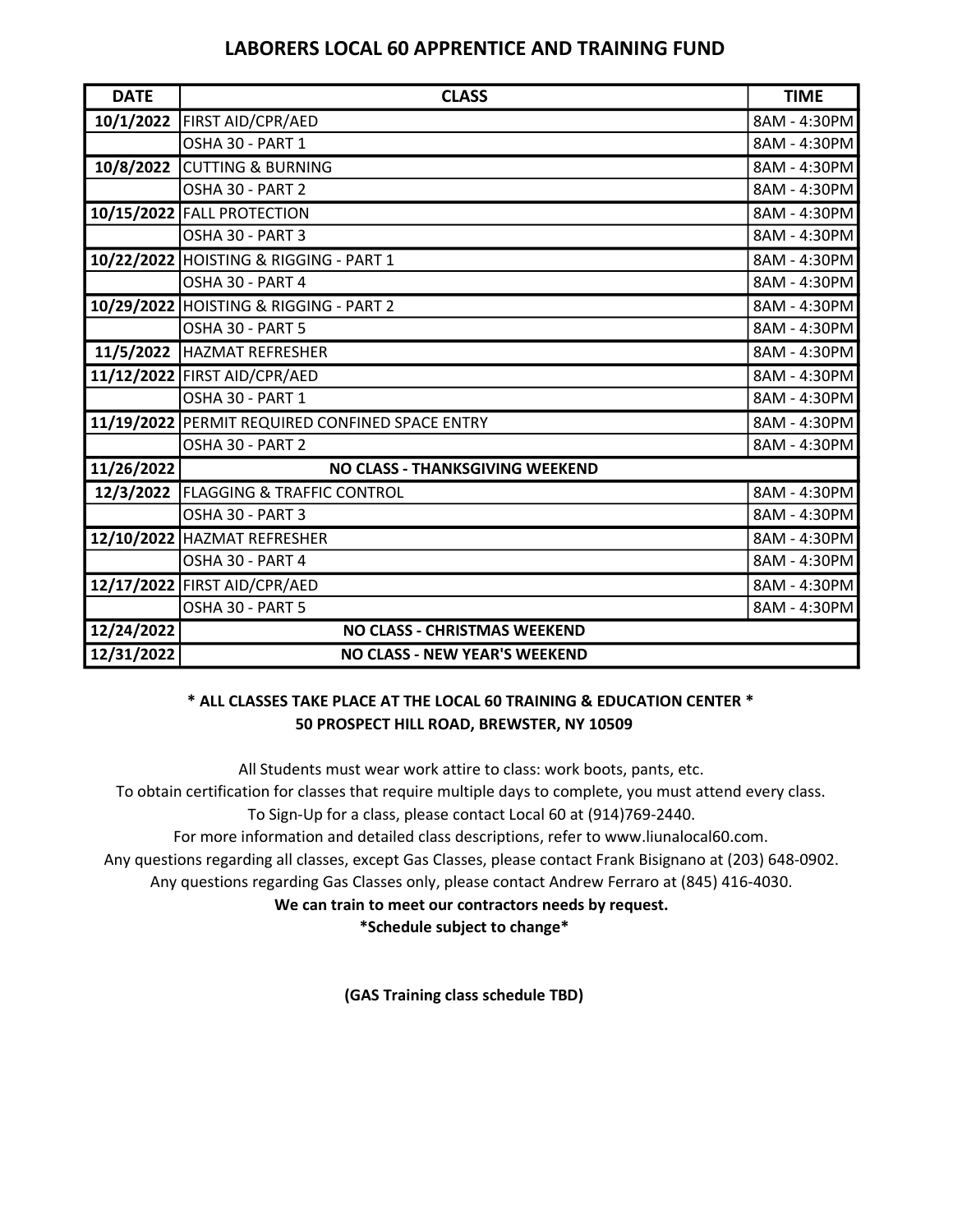## LABORERS LOCAL 60 APPRENTICE AND TRAINING FUND

| DATE | CLASS | TIME |
|---|---|---|
| 10/1/2022 | FIRST AID/CPR/AED | 8AM - 4:30PM |
| | OSHA 30 - PART 1 | 8AM - 4:30PM |
| 10/8/2022 | CUTTING & BURNING | 8AM - 4:30PM |
| | OSHA 30 - PART 2 | 8AM - 4:30PM |
| 10/15/2022 | FALL PROTECTION | 8AM - 4:30PM |
| | OSHA 30 - PART 3 | 8AM - 4:30PM |
| 10/22/2022 | HOISTING & RIGGING - PART 1 | 8AM - 4:30PM |
| | OSHA 30 - PART 4 | 8AM - 4:30PM |
| 10/29/2022 | HOISTING & RIGGING - PART 2 | 8AM - 4:30PM |
| | OSHA 30 - PART 5 | 8AM - 4:30PM |
| 11/5/2022 | HAZMAT REFRESHER | 8AM - 4:30PM |
| 11/12/2022 | FIRST AID/CPR/AED | 8AM - 4:30PM |
| | OSHA 30 - PART 1 | 8AM - 4:30PM |
| 11/19/2022 | PERMIT REQUIRED CONFINED SPACE ENTRY | 8AM - 4:30PM |
| | OSHA 30 - PART 2 | 8AM - 4:30PM |
| 11/26/2022 | NO CLASS - THANKSGIVING WEEKEND | |
| 12/3/2022 | FLAGGING & TRAFFIC CONTROL | 8AM - 4:30PM |
| | OSHA 30 - PART 3 | 8AM - 4:30PM |
| 12/10/2022 | HAZMAT REFRESHER | 8AM - 4:30PM |
| | OSHA 30 - PART 4 | 8AM - 4:30PM |
| 12/17/2022 | FIRST AID/CPR/AED | 8AM - 4:30PM |
| | OSHA 30 - PART 5 | 8AM - 4:30PM |
| 12/24/2022 | NO CLASS - CHRISTMAS WEEKEND | |
| 12/31/2022 | NO CLASS - NEW YEAR'S WEEKEND | |

**\* ALL CLASSES TAKE PLACE AT THE LOCAL 60 TRAINING & EDUCATION CENTER \***
**50 PROSPECT HILL ROAD, BREWSTER, NY 10509**

All Students must wear work attire to class: work boots, pants, etc.
To obtain certification for classes that require multiple days to complete, you must attend every class.
To Sign-Up for a class, please contact Local 60 at (914)769-2440.
For more information and detailed class descriptions, refer to www.liunalocal60.com.
Any questions regarding all classes, except Gas Classes, please contact Frank Bisignano at (203) 648-0902.
Any questions regarding Gas Classes only, please contact Andrew Ferraro at (845) 416-4030.
**We can train to meet our contractors needs by request.**
**\*Schedule subject to change\***

**(GAS Training class schedule TBD)**